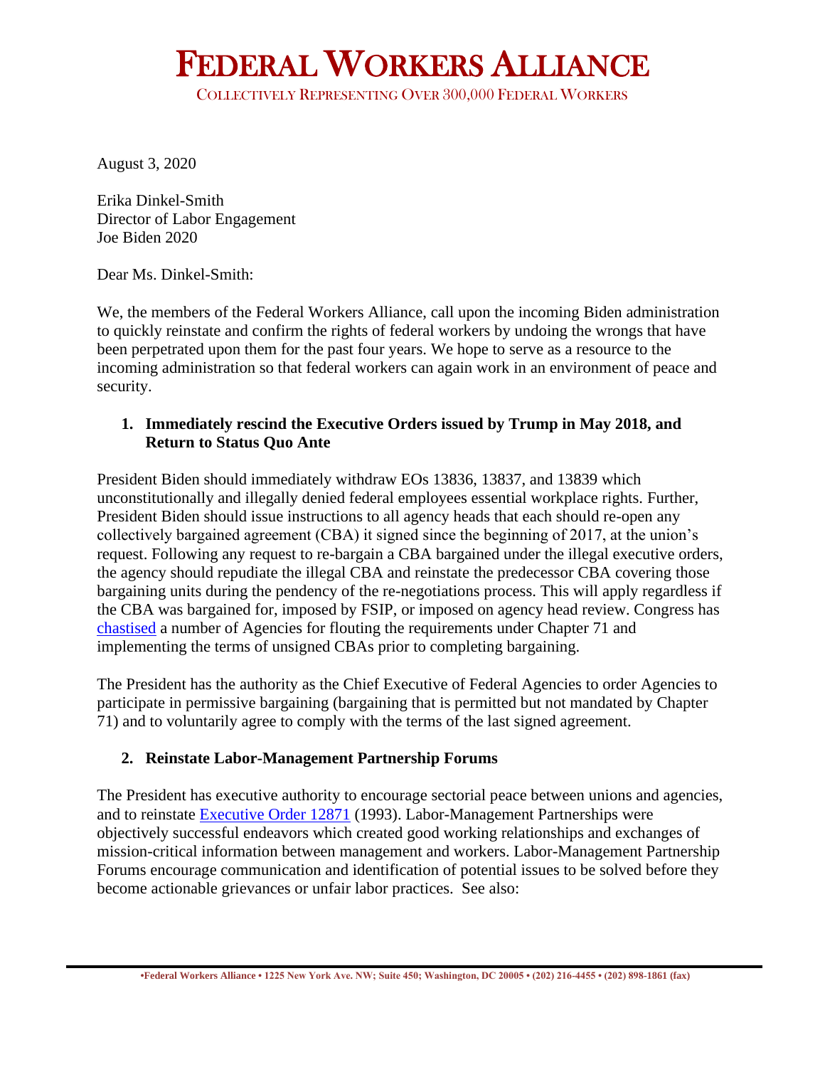# FEDERAL WORKERS ALLIANCE

COLLECTIVELY REPRESENTING OVER 300,000 FEDERAL WORKERS

August 3, 2020

Erika Dinkel-Smith
Director of Labor Engagement
Joe Biden 2020

Dear Ms. Dinkel-Smith:

We, the members of the Federal Workers Alliance, call upon the incoming Biden administration to quickly reinstate and confirm the rights of federal workers by undoing the wrongs that have been perpetrated upon them for the past four years. We hope to serve as a resource to the incoming administration so that federal workers can again work in an environment of peace and security.

**1. Immediately rescind the Executive Orders issued by Trump in May 2018, and Return to Status Quo Ante**

President Biden should immediately withdraw EOs 13836, 13837, and 13839 which unconstitutionally and illegally denied federal employees essential workplace rights. Further, President Biden should issue instructions to all agency heads that each should re-open any collectively bargained agreement (CBA) it signed since the beginning of 2017, at the union's request. Following any request to re-bargain a CBA bargained under the illegal executive orders, the agency should repudiate the illegal CBA and reinstate the predecessor CBA covering those bargaining units during the pendency of the re-negotiations process. This will apply regardless if the CBA was bargained for, imposed by FSIP, or imposed on agency head review. Congress has chastised a number of Agencies for flouting the requirements under Chapter 71 and implementing the terms of unsigned CBAs prior to completing bargaining.

The President has the authority as the Chief Executive of Federal Agencies to order Agencies to participate in permissive bargaining (bargaining that is permitted but not mandated by Chapter 71) and to voluntarily agree to comply with the terms of the last signed agreement.

**2. Reinstate Labor-Management Partnership Forums**

The President has executive authority to encourage sectorial peace between unions and agencies, and to reinstate Executive Order 12871 (1993). Labor-Management Partnerships were objectively successful endeavors which created good working relationships and exchanges of mission-critical information between management and workers. Labor-Management Partnership Forums encourage communication and identification of potential issues to be solved before they become actionable grievances or unfair labor practices. See also: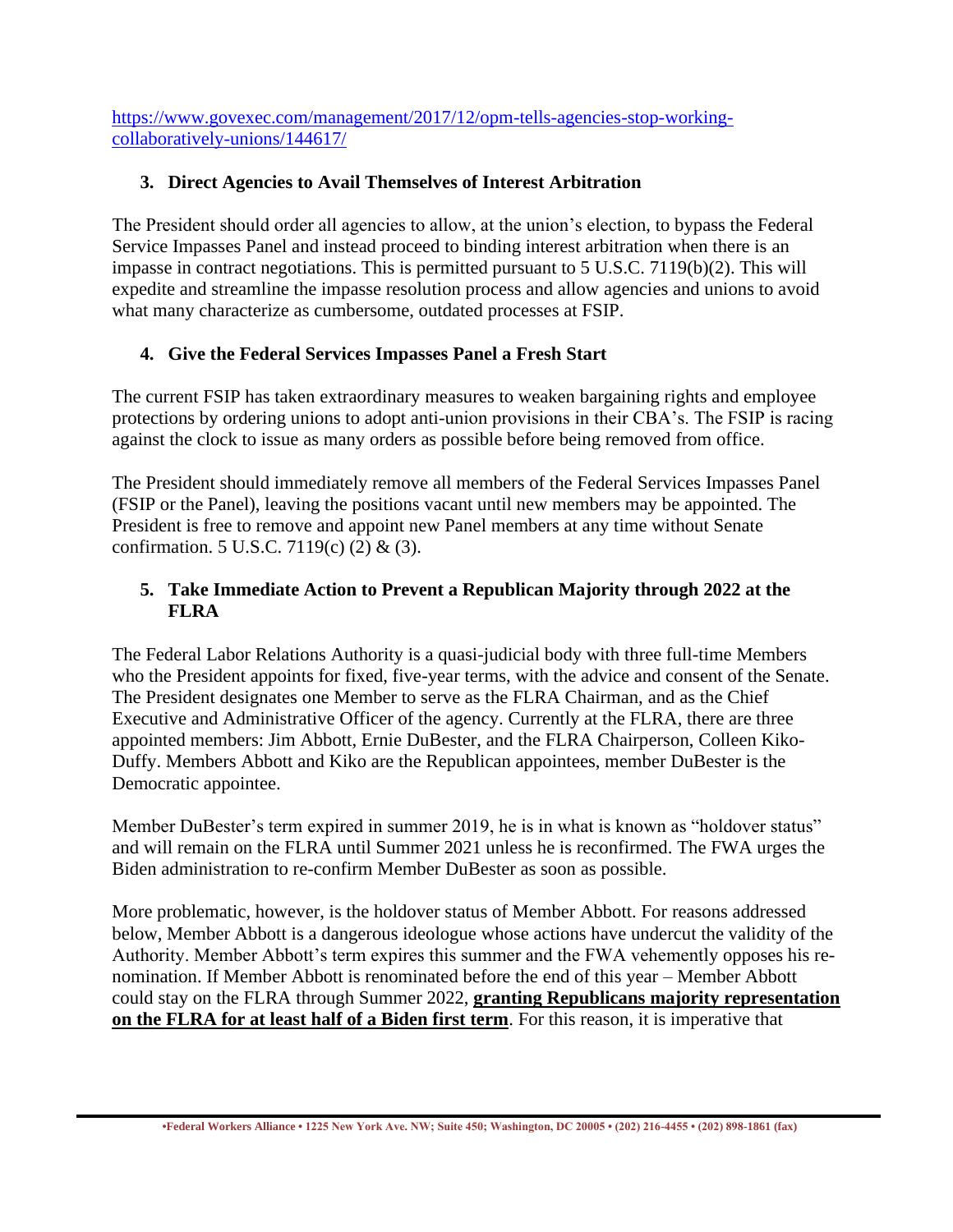https://www.govexec.com/management/2017/12/opm-tells-agencies-stop-working-collaboratively-unions/144617/

### 3. Direct Agencies to Avail Themselves of Interest Arbitration

The President should order all agencies to allow, at the union's election, to bypass the Federal Service Impasses Panel and instead proceed to binding interest arbitration when there is an impasse in contract negotiations. This is permitted pursuant to 5 U.S.C. 7119(b)(2). This will expedite and streamline the impasse resolution process and allow agencies and unions to avoid what many characterize as cumbersome, outdated processes at FSIP.

### 4. Give the Federal Services Impasses Panel a Fresh Start

The current FSIP has taken extraordinary measures to weaken bargaining rights and employee protections by ordering unions to adopt anti-union provisions in their CBA's. The FSIP is racing against the clock to issue as many orders as possible before being removed from office.

The President should immediately remove all members of the Federal Services Impasses Panel (FSIP or the Panel), leaving the positions vacant until new members may be appointed. The President is free to remove and appoint new Panel members at any time without Senate confirmation. 5 U.S.C. 7119(c) (2) & (3).

### 5. Take Immediate Action to Prevent a Republican Majority through 2022 at the FLRA

The Federal Labor Relations Authority is a quasi-judicial body with three full-time Members who the President appoints for fixed, five-year terms, with the advice and consent of the Senate. The President designates one Member to serve as the FLRA Chairman, and as the Chief Executive and Administrative Officer of the agency. Currently at the FLRA, there are three appointed members: Jim Abbott, Ernie DuBester, and the FLRA Chairperson, Colleen Kiko-Duffy. Members Abbott and Kiko are the Republican appointees, member DuBester is the Democratic appointee.

Member DuBester's term expired in summer 2019, he is in what is known as "holdover status" and will remain on the FLRA until Summer 2021 unless he is reconfirmed. The FWA urges the Biden administration to re-confirm Member DuBester as soon as possible.

More problematic, however, is the holdover status of Member Abbott. For reasons addressed below, Member Abbott is a dangerous ideologue whose actions have undercut the validity of the Authority. Member Abbott's term expires this summer and the FWA vehemently opposes his re-nomination. If Member Abbott is renominated before the end of this year – Member Abbott could stay on the FLRA through Summer 2022, **granting Republicans majority representation on the FLRA for at least half of a Biden first term**. For this reason, it is imperative that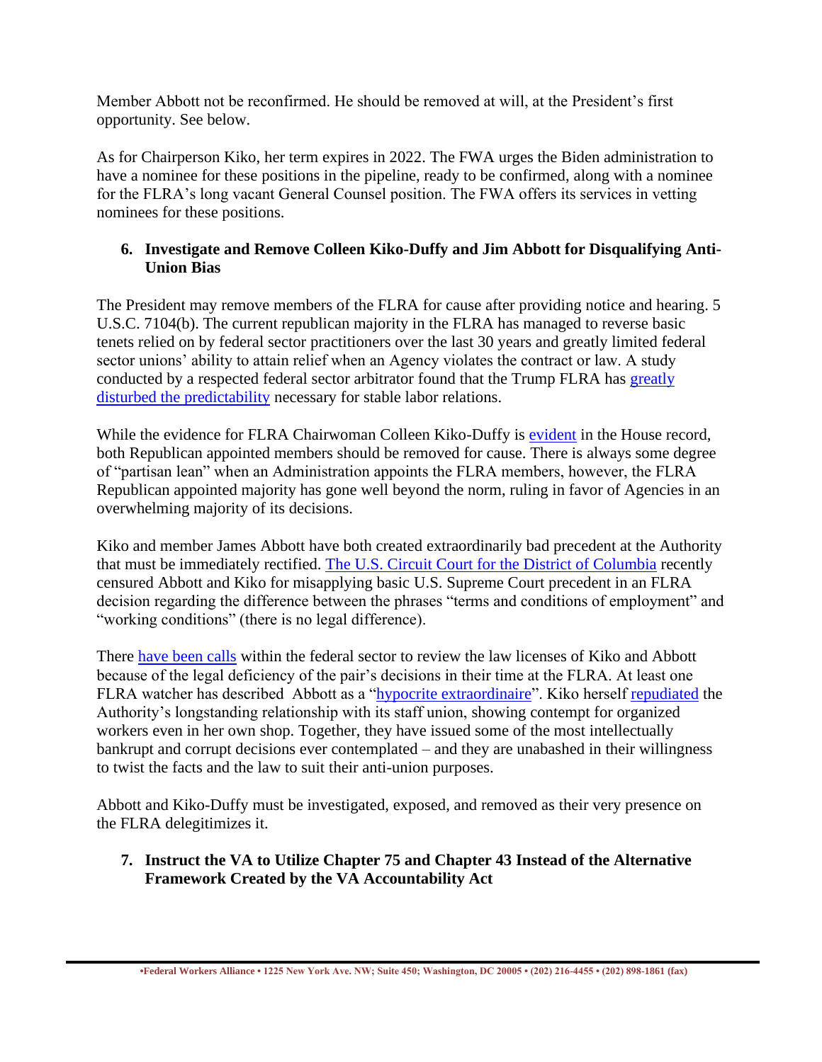Member Abbott not be reconfirmed. He should be removed at will, at the President's first opportunity. See below.

As for Chairperson Kiko, her term expires in 2022. The FWA urges the Biden administration to have a nominee for these positions in the pipeline, ready to be confirmed, along with a nominee for the FLRA's long vacant General Counsel position. The FWA offers its services in vetting nominees for these positions.

### 6. Investigate and Remove Colleen Kiko-Duffy and Jim Abbott for Disqualifying Anti-Union Bias

The President may remove members of the FLRA for cause after providing notice and hearing. 5 U.S.C. 7104(b). The current republican majority in the FLRA has managed to reverse basic tenets relied on by federal sector practitioners over the last 30 years and greatly limited federal sector unions' ability to attain relief when an Agency violates the contract or law. A study conducted by a respected federal sector arbitrator found that the Trump FLRA has greatly disturbed the predictability necessary for stable labor relations.

While the evidence for FLRA Chairwoman Colleen Kiko-Duffy is evident in the House record, both Republican appointed members should be removed for cause. There is always some degree of "partisan lean" when an Administration appoints the FLRA members, however, the FLRA Republican appointed majority has gone well beyond the norm, ruling in favor of Agencies in an overwhelming majority of its decisions.

Kiko and member James Abbott have both created extraordinarily bad precedent at the Authority that must be immediately rectified. The U.S. Circuit Court for the District of Columbia recently censured Abbott and Kiko for misapplying basic U.S. Supreme Court precedent in an FLRA decision regarding the difference between the phrases "terms and conditions of employment" and "working conditions" (there is no legal difference).

There have been calls within the federal sector to review the law licenses of Kiko and Abbott because of the legal deficiency of the pair's decisions in their time at the FLRA. At least one FLRA watcher has described Abbott as a "hypocrite extraordinaire". Kiko herself repudiated the Authority's longstanding relationship with its staff union, showing contempt for organized workers even in her own shop. Together, they have issued some of the most intellectually bankrupt and corrupt decisions ever contemplated – and they are unabashed in their willingness to twist the facts and the law to suit their anti-union purposes.

Abbott and Kiko-Duffy must be investigated, exposed, and removed as their very presence on the FLRA delegitimizes it.

### 7. Instruct the VA to Utilize Chapter 75 and Chapter 43 Instead of the Alternative Framework Created by the VA Accountability Act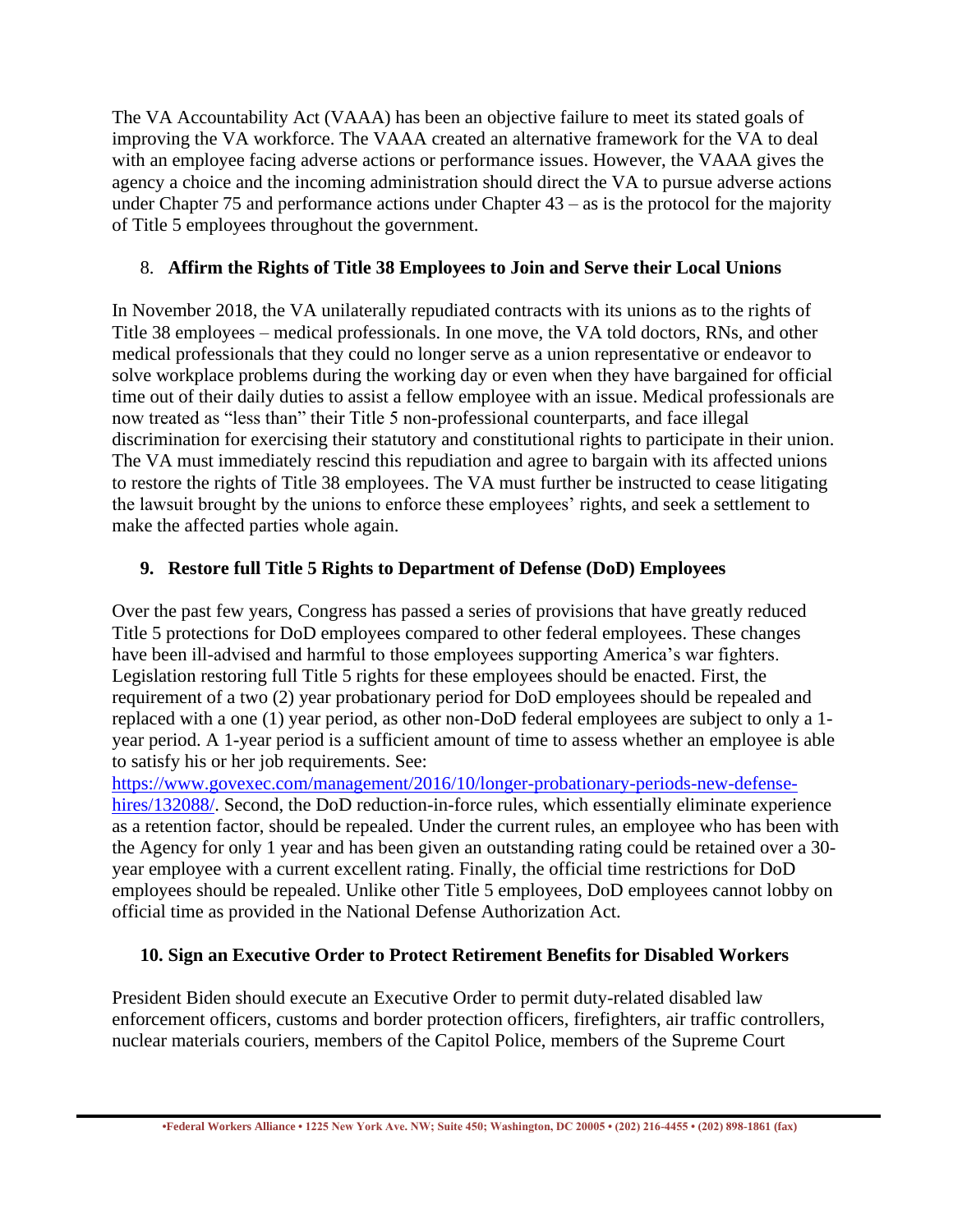The VA Accountability Act (VAAA) has been an objective failure to meet its stated goals of improving the VA workforce. The VAAA created an alternative framework for the VA to deal with an employee facing adverse actions or performance issues. However, the VAAA gives the agency a choice and the incoming administration should direct the VA to pursue adverse actions under Chapter 75 and performance actions under Chapter 43 – as is the protocol for the majority of Title 5 employees throughout the government.

### 8. Affirm the Rights of Title 38 Employees to Join and Serve their Local Unions

In November 2018, the VA unilaterally repudiated contracts with its unions as to the rights of Title 38 employees – medical professionals. In one move, the VA told doctors, RNs, and other medical professionals that they could no longer serve as a union representative or endeavor to solve workplace problems during the working day or even when they have bargained for official time out of their daily duties to assist a fellow employee with an issue. Medical professionals are now treated as "less than" their Title 5 non-professional counterparts, and face illegal discrimination for exercising their statutory and constitutional rights to participate in their union. The VA must immediately rescind this repudiation and agree to bargain with its affected unions to restore the rights of Title 38 employees. The VA must further be instructed to cease litigating the lawsuit brought by the unions to enforce these employees' rights, and seek a settlement to make the affected parties whole again.

### 9. Restore full Title 5 Rights to Department of Defense (DoD) Employees

Over the past few years, Congress has passed a series of provisions that have greatly reduced Title 5 protections for DoD employees compared to other federal employees. These changes have been ill-advised and harmful to those employees supporting America's war fighters. Legislation restoring full Title 5 rights for these employees should be enacted. First, the requirement of a two (2) year probationary period for DoD employees should be repealed and replaced with a one (1) year period, as other non-DoD federal employees are subject to only a 1-year period. A 1-year period is a sufficient amount of time to assess whether an employee is able to satisfy his or her job requirements. See: [https://www.govexec.com/management/2016/10/longer-probationary-periods-new-defense-hires/132088/](https://www.govexec.com/management/2016/10/longer-probationary-periods-new-defense-hires/132088/). Second, the DoD reduction-in-force rules, which essentially eliminate experience as a retention factor, should be repealed. Under the current rules, an employee who has been with the Agency for only 1 year and has been given an outstanding rating could be retained over a 30-year employee with a current excellent rating. Finally, the official time restrictions for DoD employees should be repealed. Unlike other Title 5 employees, DoD employees cannot lobby on official time as provided in the National Defense Authorization Act.

### 10. Sign an Executive Order to Protect Retirement Benefits for Disabled Workers

President Biden should execute an Executive Order to permit duty-related disabled law enforcement officers, customs and border protection officers, firefighters, air traffic controllers, nuclear materials couriers, members of the Capitol Police, members of the Supreme Court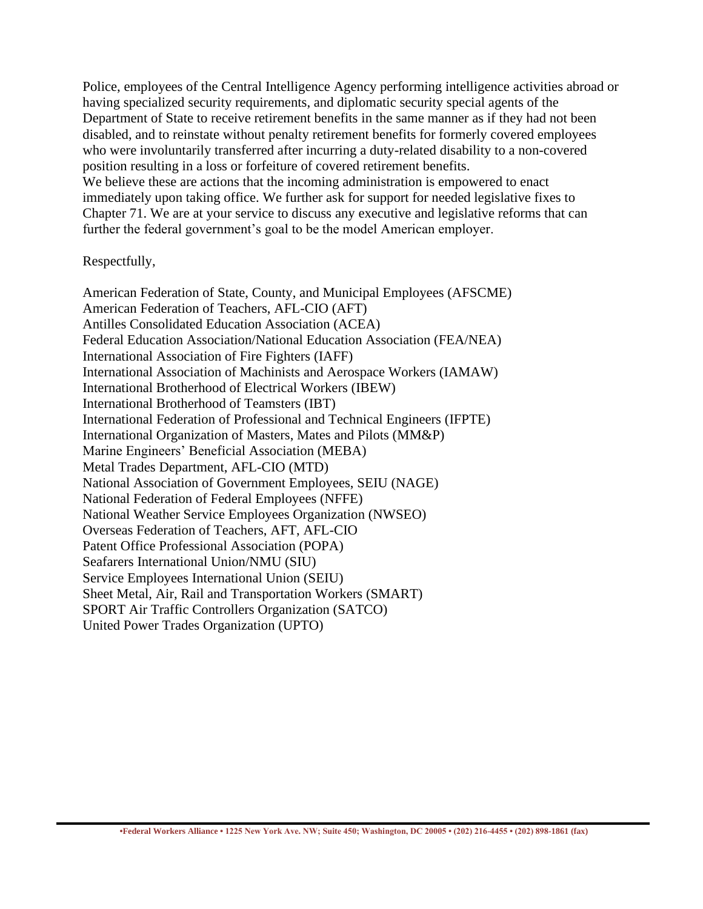Police, employees of the Central Intelligence Agency performing intelligence activities abroad or having specialized security requirements, and diplomatic security special agents of the Department of State to receive retirement benefits in the same manner as if they had not been disabled, and to reinstate without penalty retirement benefits for formerly covered employees who were involuntarily transferred after incurring a duty-related disability to a non-covered position resulting in a loss or forfeiture of covered retirement benefits.

We believe these are actions that the incoming administration is empowered to enact immediately upon taking office. We further ask for support for needed legislative fixes to Chapter 71. We are at your service to discuss any executive and legislative reforms that can further the federal government's goal to be the model American employer.

Respectfully,

American Federation of State, County, and Municipal Employees (AFSCME)
American Federation of Teachers, AFL-CIO (AFT)
Antilles Consolidated Education Association (ACEA)
Federal Education Association/National Education Association (FEA/NEA)
International Association of Fire Fighters (IAFF)
International Association of Machinists and Aerospace Workers (IAMAW)
International Brotherhood of Electrical Workers (IBEW)
International Brotherhood of Teamsters (IBT)
International Federation of Professional and Technical Engineers (IFPTE)
International Organization of Masters, Mates and Pilots (MM&P)
Marine Engineers' Beneficial Association (MEBA)
Metal Trades Department, AFL-CIO (MTD)
National Association of Government Employees, SEIU (NAGE)
National Federation of Federal Employees (NFFE)
National Weather Service Employees Organization (NWSEO)
Overseas Federation of Teachers, AFT, AFL-CIO
Patent Office Professional Association (POPA)
Seafarers International Union/NMU (SIU)
Service Employees International Union (SEIU)
Sheet Metal, Air, Rail and Transportation Workers (SMART)
SPORT Air Traffic Controllers Organization (SATCO)
United Power Trades Organization (UPTO)